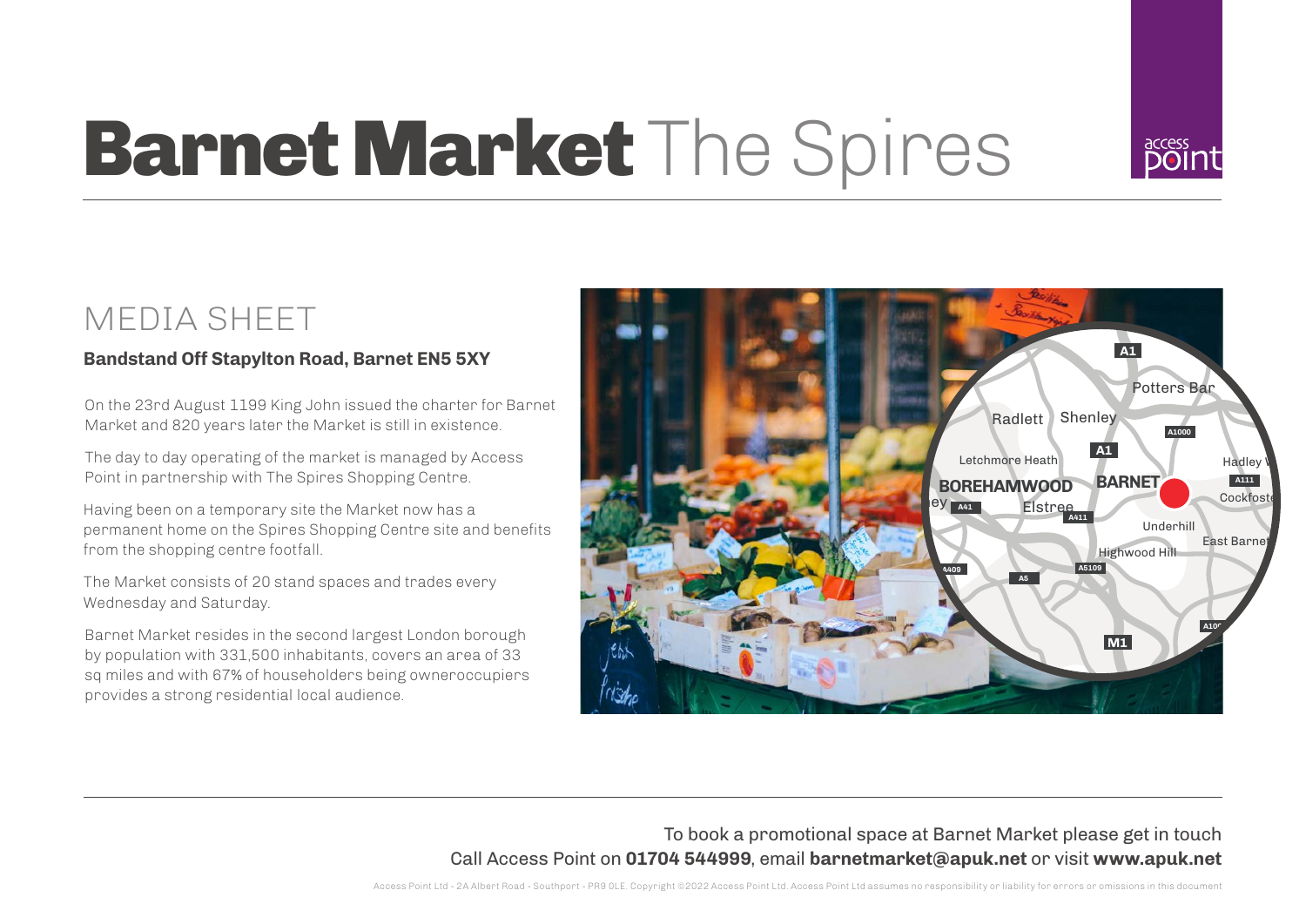# Barnet Market The Spires

## MEDIA SHEET

**Bandstand Off Stapylton Road, Barnet EN5 5XY**

On the 23rd August 1199 King John issued the charter for Barnet Market and 820 years later the Market is still in existence.

The day to day operating of the market is managed by Access Point in partnership with The Spires Shopping Centre.

Having been on a temporary site the Market now has a permanent home on the Spires Shopping Centre site and benefits from the shopping centre footfall.

The Market consists of 20 stand spaces and trades every Wednesday and Saturday.

Barnet Market resides in the second largest London borough by population with 331,500 inhabitants, covers an area of 33 sq miles and with 67% of householders being owneroccupiers provides a strong residential local audience.

To book a promotional space at Barnet Market please get in touch
Call Access Point on **01704 544999**, email **barnetmarket@apuk.net** or visit **www.apuk.net**

Access Point Ltd - 2A Albert Road - Southport - PR9 0LE. Copyright ©2022 Access Point Ltd. Access Point Ltd assumes no responsibility or liability for errors or omissions in this document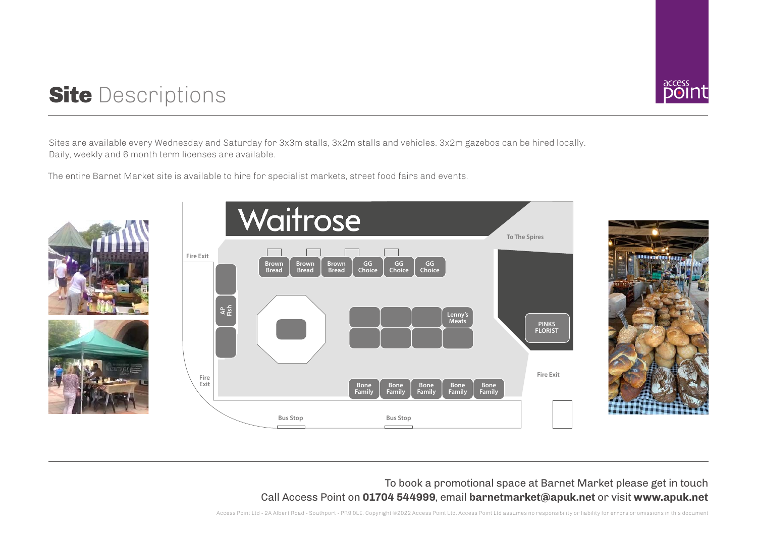# **Site** Descriptions

Sites are available every Wednesday and Saturday for 3x3m stalls, 3x2m stalls and vehicles. 3x2m gazebos can be hired locally. Daily, weekly and 6 month term licenses are available.

The entire Barnet Market site is available to hire for specialist markets, street food fairs and events.

Waitrose

To The Spires

Fire Exit

Brown Bread

Brown Bread

Brown Bread

GG Choice

GG Choice

GG Choice

AP Fish

Lenny's Meats

PINKS FLORIST

Fire Exit

Fire Exit

Bone Family

Bone Family

Bone Family

Bone Family

Bone Family

Bus Stop

Bus Stop

To book a promotional space at Barnet Market please get in touch
Call Access Point on **01704 544999**, email **barnetmarket@apuk.net** or visit **www.apuk.net**

Access Point Ltd - 2A Albert Road - Southport - PR9 0LE. Copyright ©2022 Access Point Ltd. Access Point Ltd assumes no responsibility or liability for errors or omissions in this document